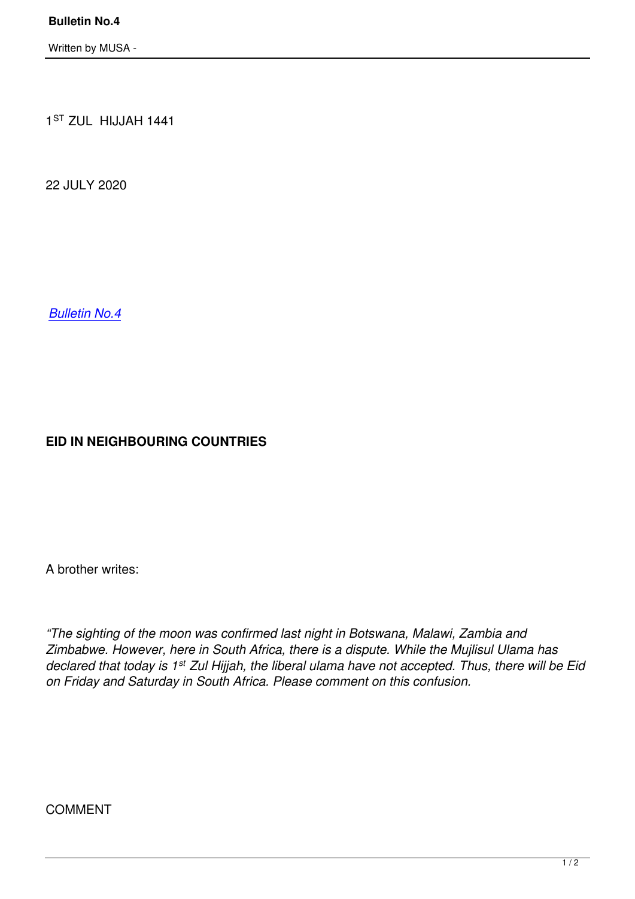1ST ZUL HIJJAH 1441

22 JULY 2020

*Bulletin No.4*

**EID IN NEIGHBOURING COUNTRIES**

A brother writes:

*"The sighting of the moon was confirmed last night in Botswana, Malawi, Zambia and Zimbabwe. However, here in South Africa, there is a dispute. While the Mujlisul Ulama has declared that today is 1st Zul Hijjah, the liberal ulama have not accepted. Thus, there will be Eid on Friday and Saturday in South Africa. Please comment on this confusion.*

COMMENT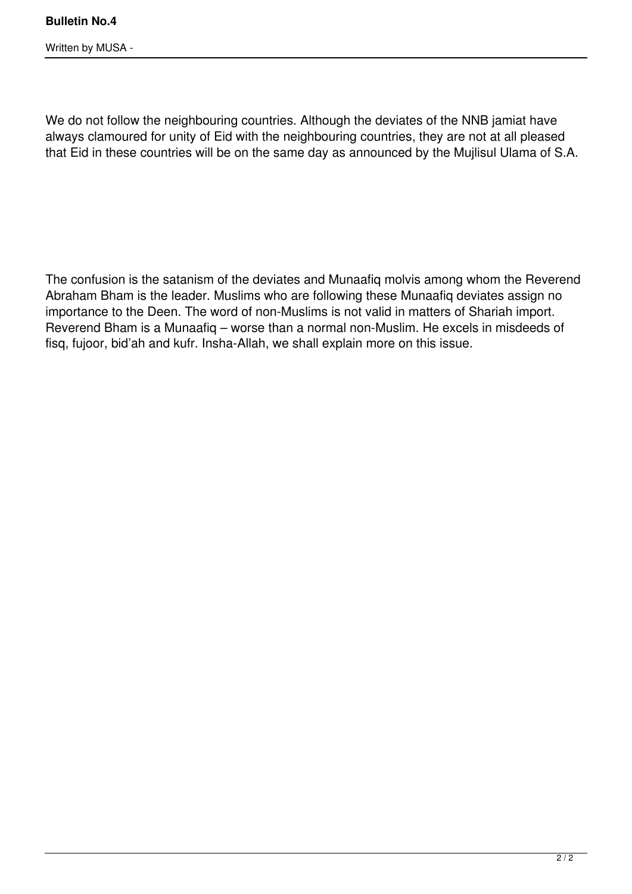We do not follow the neighbouring countries. Although the deviates of the NNB jamiat have always clamoured for unity of Eid with the neighbouring countries, they are not at all pleased that Eid in these countries will be on the same day as announced by the Mujlisul Ulama of S.A.

The confusion is the satanism of the deviates and Munaafiq molvis among whom the Reverend Abraham Bham is the leader. Muslims who are following these Munaafiq deviates assign no importance to the Deen. The word of non-Muslims is not valid in matters of Shariah import. Reverend Bham is a Munaafiq – worse than a normal non-Muslim. He excels in misdeeds of fisq, fujoor, bid'ah and kufr. Insha-Allah, we shall explain more on this issue.